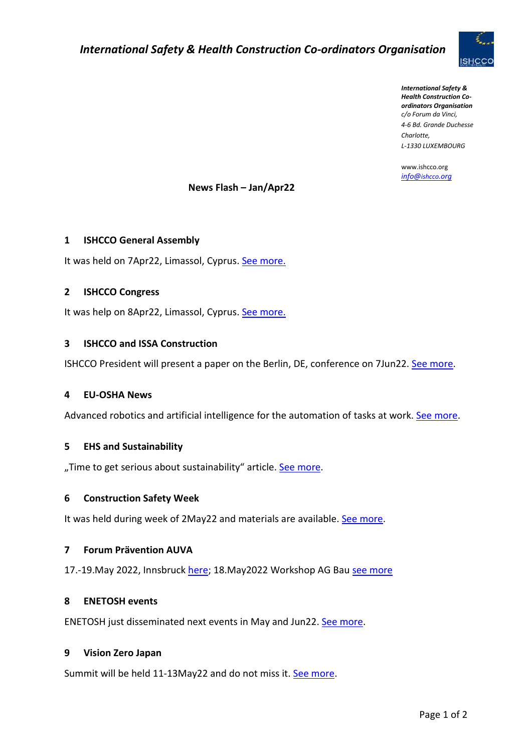# *International Safety & Health Construction Co-ordinators Organisation*

***International Safety & Health Construction Co-ordinators Organisation***
*c/o Forum da Vinci,*
*4-6 Bd. Grande Duchesse Charlotte,*
*L-1330 LUXEMBOURG*

www.ishcco.org
*info@ishcco.org*

**News Flash – Jan/Apr22**

## 1 ISHCCO General Assembly

It was held on 7Apr22, Limassol, Cyprus. See more.

## 2 ISHCCO Congress

It was help on 8Apr22, Limassol, Cyprus. See more.

## 3 ISHCCO and ISSA Construction

ISHCCO President will present a paper on the Berlin, DE, conference on 7Jun22. See more.

## 4 EU-OSHA News

Advanced robotics and artificial intelligence for the automation of tasks at work. See more.

## 5 EHS and Sustainability

„Time to get serious about sustainability“ article. See more.

## 6 Construction Safety Week

It was held during week of 2May22 and materials are available. See more.

## 7 Forum Prävention AUVA

17.-19.May 2022, Innsbruck here; 18.May2022 Workshop AG Bau see more

## 8 ENETOSH events

ENETOSH just disseminated next events in May and Jun22. See more.

## 9 Vision Zero Japan

Summit will be held 11-13May22 and do not miss it. See more.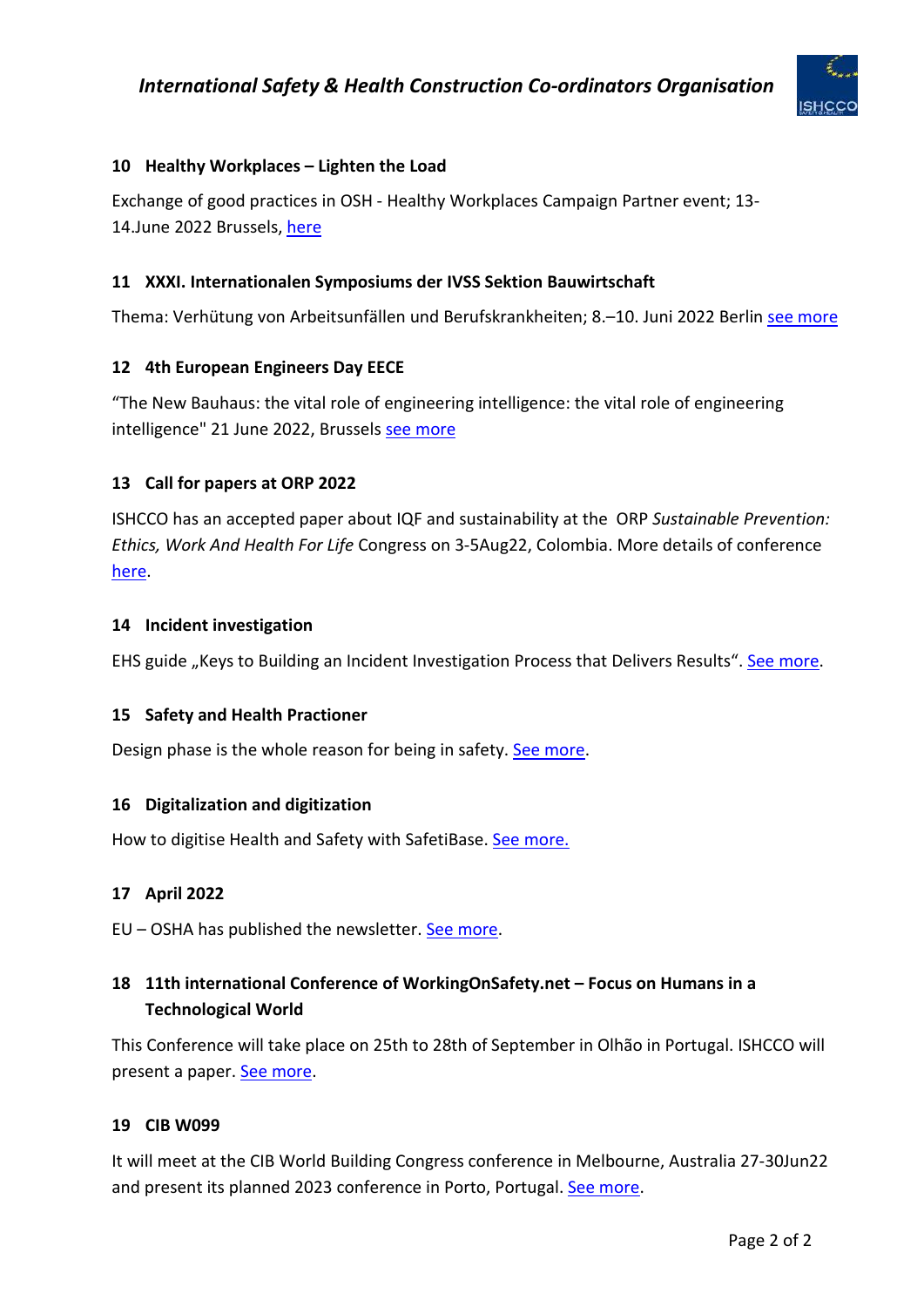## 10 Healthy Workplaces – Lighten the Load

Exchange of good practices in OSH - Healthy Workplaces Campaign Partner event; 13-14.June 2022 Brussels, here

## 11 XXXI. Internationalen Symposiums der IVSS Sektion Bauwirtschaft

Thema: Verhütung von Arbeitsunfällen und Berufskrankheiten; 8.–10. Juni 2022 Berlin see more

## 12 4th European Engineers Day EECE

"The New Bauhaus: the vital role of engineering intelligence: the vital role of engineering intelligence" 21 June 2022, Brussels see more

## 13 Call for papers at ORP 2022

ISHCCO has an accepted paper about IQF and sustainability at the ORP *Sustainable Prevention: Ethics, Work And Health For Life* Congress on 3-5Aug22, Colombia. More details of conference here.

## 14 Incident investigation

EHS guide „Keys to Building an Incident Investigation Process that Delivers Results". See more.

## 15 Safety and Health Practioner

Design phase is the whole reason for being in safety. See more.

## 16 Digitalization and digitization

How to digitise Health and Safety with SafetiBase. See more.

## 17 April 2022

EU – OSHA has published the newsletter. See more.

## 18 11th international Conference of WorkingOnSafety.net – Focus on Humans in a Technological World

This Conference will take place on 25th to 28th of September in Olhão in Portugal. ISHCCO will present a paper. See more.

## 19 CIB W099

It will meet at the CIB World Building Congress conference in Melbourne, Australia 27-30Jun22 and present its planned 2023 conference in Porto, Portugal. See more.